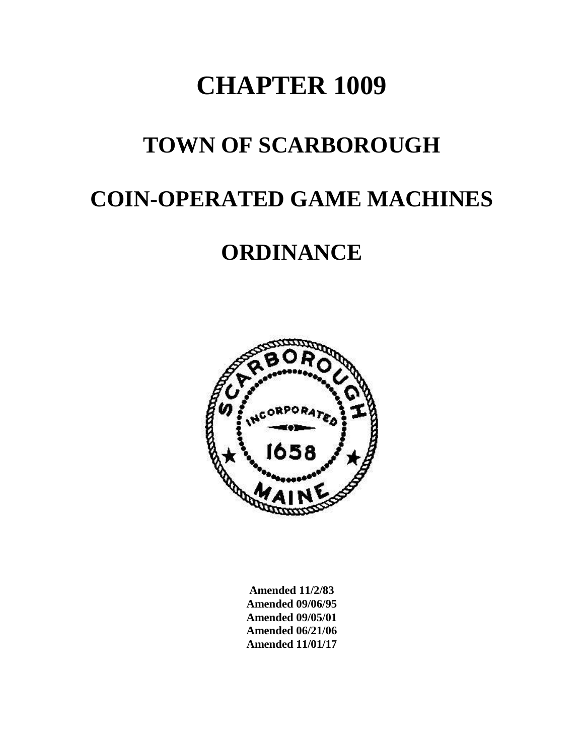# CHAPTER 1009

# TOWN OF SCARBOROUGH

# COIN-OPERATED GAME MACHINES

# ORDINANCE

**Amended 11/2/83**
**Amended 09/06/95**
**Amended 09/05/01**
**Amended 06/21/06**
**Amended 11/01/17**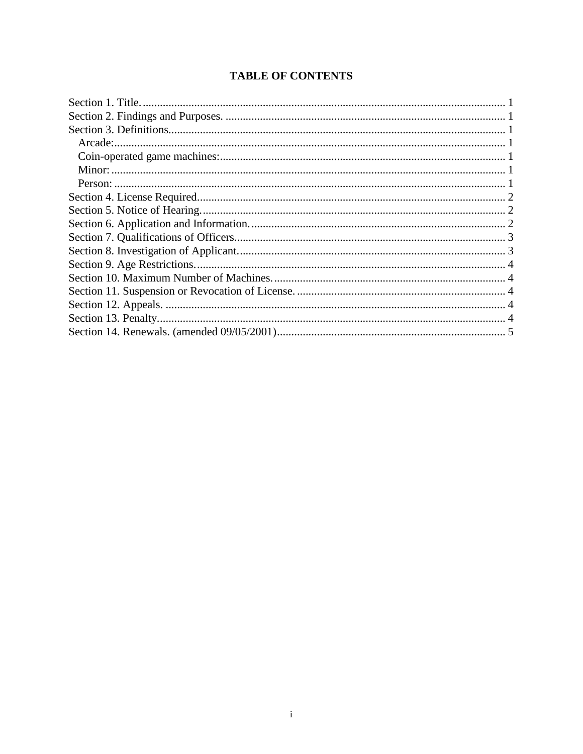## TABLE OF CONTENTS

Section 1. Title. ............................................................................................................................ 1
Section 2. Findings and Purposes. ................................................................................................. 1
Section 3. Definitions..................................................................................................................... 1
  Arcade:......................................................................................................................................... 1
  Coin-operated game machines:.................................................................................................... 1
  Minor:........................................................................................................................................... 1
  Person:.......................................................................................................................................... 1
Section 4. License Required............................................................................................................ 2
Section 5. Notice of Hearing............................................................................................................ 2
Section 6. Application and Information.......................................................................................... 2
Section 7. Qualifications of Officers................................................................................................ 3
Section 8. Investigation of Applicant............................................................................................... 3
Section 9. Age Restrictions.............................................................................................................. 4
Section 10. Maximum Number of Machines.................................................................................... 4
Section 11. Suspension or Revocation of License............................................................................ 4
Section 12. Appeals. ........................................................................................................................ 4
Section 13. Penalty........................................................................................................................... 4
Section 14. Renewals. (amended 09/05/2001).................................................................................. 5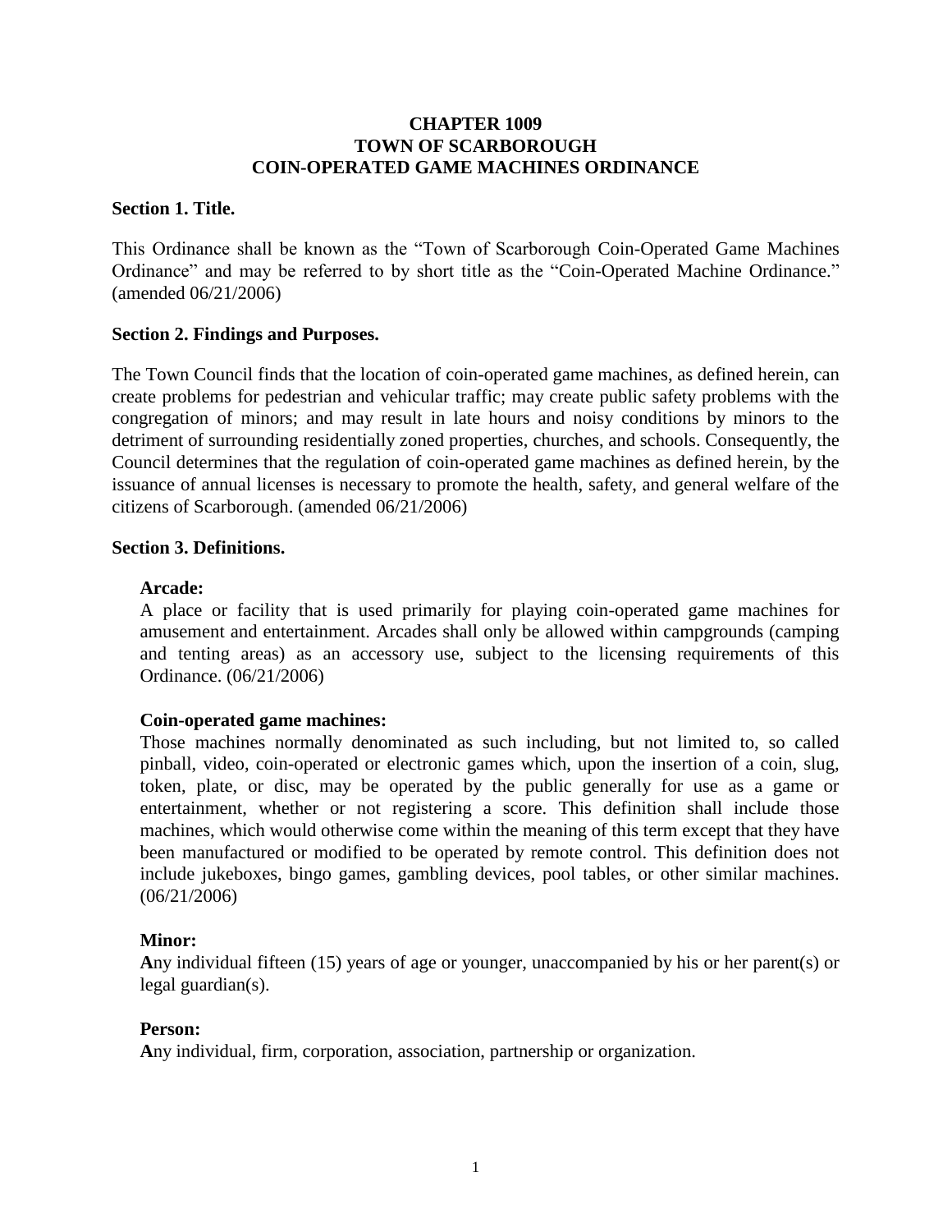**CHAPTER 1009**
**TOWN OF SCARBOROUGH**
**COIN-OPERATED GAME MACHINES ORDINANCE**

### Section 1. Title.

This Ordinance shall be known as the "Town of Scarborough Coin-Operated Game Machines Ordinance" and may be referred to by short title as the "Coin-Operated Machine Ordinance." (amended 06/21/2006)

### Section 2. Findings and Purposes.

The Town Council finds that the location of coin-operated game machines, as defined herein, can create problems for pedestrian and vehicular traffic; may create public safety problems with the congregation of minors; and may result in late hours and noisy conditions by minors to the detriment of surrounding residentially zoned properties, churches, and schools. Consequently, the Council determines that the regulation of coin-operated game machines as defined herein, by the issuance of annual licenses is necessary to promote the health, safety, and general welfare of the citizens of Scarborough. (amended 06/21/2006)

### Section 3. Definitions.

**Arcade:**
A place or facility that is used primarily for playing coin-operated game machines for amusement and entertainment. Arcades shall only be allowed within campgrounds (camping and tenting areas) as an accessory use, subject to the licensing requirements of this Ordinance. (06/21/2006)

**Coin-operated game machines:**
Those machines normally denominated as such including, but not limited to, so called pinball, video, coin-operated or electronic games which, upon the insertion of a coin, slug, token, plate, or disc, may be operated by the public generally for use as a game or entertainment, whether or not registering a score. This definition shall include those machines, which would otherwise come within the meaning of this term except that they have been manufactured or modified to be operated by remote control. This definition does not include jukeboxes, bingo games, gambling devices, pool tables, or other similar machines. (06/21/2006)

**Minor:**
**A**ny individual fifteen (15) years of age or younger, unaccompanied by his or her parent(s) or legal guardian(s).

**Person:**
**A**ny individual, firm, corporation, association, partnership or organization.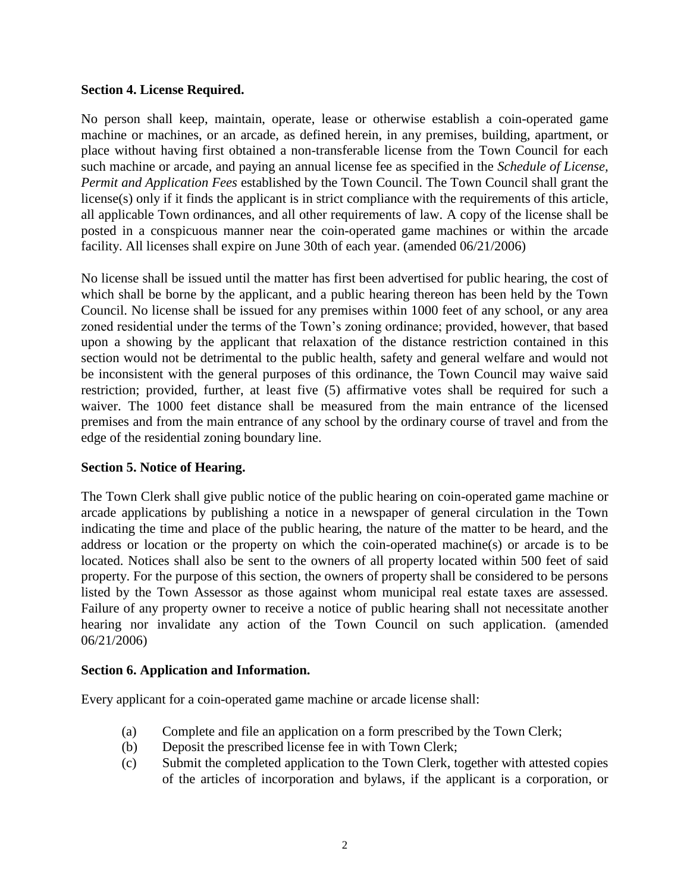**Section 4. License Required.**

No person shall keep, maintain, operate, lease or otherwise establish a coin-operated game machine or machines, or an arcade, as defined herein, in any premises, building, apartment, or place without having first obtained a non-transferable license from the Town Council for each such machine or arcade, and paying an annual license fee as specified in the *Schedule of License, Permit and Application Fees* established by the Town Council. The Town Council shall grant the license(s) only if it finds the applicant is in strict compliance with the requirements of this article, all applicable Town ordinances, and all other requirements of law. A copy of the license shall be posted in a conspicuous manner near the coin-operated game machines or within the arcade facility. All licenses shall expire on June 30th of each year. (amended 06/21/2006)

No license shall be issued until the matter has first been advertised for public hearing, the cost of which shall be borne by the applicant, and a public hearing thereon has been held by the Town Council. No license shall be issued for any premises within 1000 feet of any school, or any area zoned residential under the terms of the Town's zoning ordinance; provided, however, that based upon a showing by the applicant that relaxation of the distance restriction contained in this section would not be detrimental to the public health, safety and general welfare and would not be inconsistent with the general purposes of this ordinance, the Town Council may waive said restriction; provided, further, at least five (5) affirmative votes shall be required for such a waiver. The 1000 feet distance shall be measured from the main entrance of the licensed premises and from the main entrance of any school by the ordinary course of travel and from the edge of the residential zoning boundary line.

**Section 5. Notice of Hearing.**

The Town Clerk shall give public notice of the public hearing on coin-operated game machine or arcade applications by publishing a notice in a newspaper of general circulation in the Town indicating the time and place of the public hearing, the nature of the matter to be heard, and the address or location or the property on which the coin-operated machine(s) or arcade is to be located. Notices shall also be sent to the owners of all property located within 500 feet of said property. For the purpose of this section, the owners of property shall be considered to be persons listed by the Town Assessor as those against whom municipal real estate taxes are assessed. Failure of any property owner to receive a notice of public hearing shall not necessitate another hearing nor invalidate any action of the Town Council on such application. (amended 06/21/2006)

**Section 6. Application and Information.**

Every applicant for a coin-operated game machine or arcade license shall:

(a) Complete and file an application on a form prescribed by the Town Clerk;
(b) Deposit the prescribed license fee in with Town Clerk;
(c) Submit the completed application to the Town Clerk, together with attested copies of the articles of incorporation and bylaws, if the applicant is a corporation, or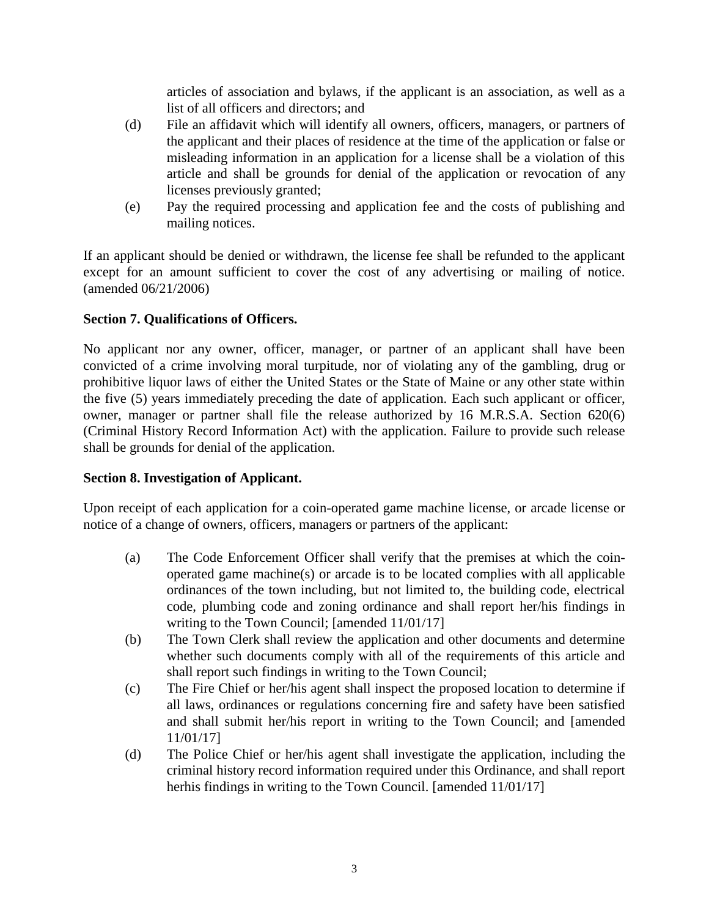articles of association and bylaws, if the applicant is an association, as well as a list of all officers and directors; and

(d) File an affidavit which will identify all owners, officers, managers, or partners of the applicant and their places of residence at the time of the application or false or misleading information in an application for a license shall be a violation of this article and shall be grounds for denial of the application or revocation of any licenses previously granted;

(e) Pay the required processing and application fee and the costs of publishing and mailing notices.

If an applicant should be denied or withdrawn, the license fee shall be refunded to the applicant except for an amount sufficient to cover the cost of any advertising or mailing of notice. (amended 06/21/2006)

**Section 7. Qualifications of Officers.**

No applicant nor any owner, officer, manager, or partner of an applicant shall have been convicted of a crime involving moral turpitude, nor of violating any of the gambling, drug or prohibitive liquor laws of either the United States or the State of Maine or any other state within the five (5) years immediately preceding the date of application. Each such applicant or officer, owner, manager or partner shall file the release authorized by 16 M.R.S.A. Section 620(6) (Criminal History Record Information Act) with the application. Failure to provide such release shall be grounds for denial of the application.

**Section 8. Investigation of Applicant.**

Upon receipt of each application for a coin-operated game machine license, or arcade license or notice of a change of owners, officers, managers or partners of the applicant:

(a) The Code Enforcement Officer shall verify that the premises at which the coin-operated game machine(s) or arcade is to be located complies with all applicable ordinances of the town including, but not limited to, the building code, electrical code, plumbing code and zoning ordinance and shall report her/his findings in writing to the Town Council; [amended 11/01/17]

(b) The Town Clerk shall review the application and other documents and determine whether such documents comply with all of the requirements of this article and shall report such findings in writing to the Town Council;

(c) The Fire Chief or her/his agent shall inspect the proposed location to determine if all laws, ordinances or regulations concerning fire and safety have been satisfied and shall submit her/his report in writing to the Town Council; and [amended 11/01/17]

(d) The Police Chief or her/his agent shall investigate the application, including the criminal history record information required under this Ordinance, and shall report herhis findings in writing to the Town Council. [amended 11/01/17]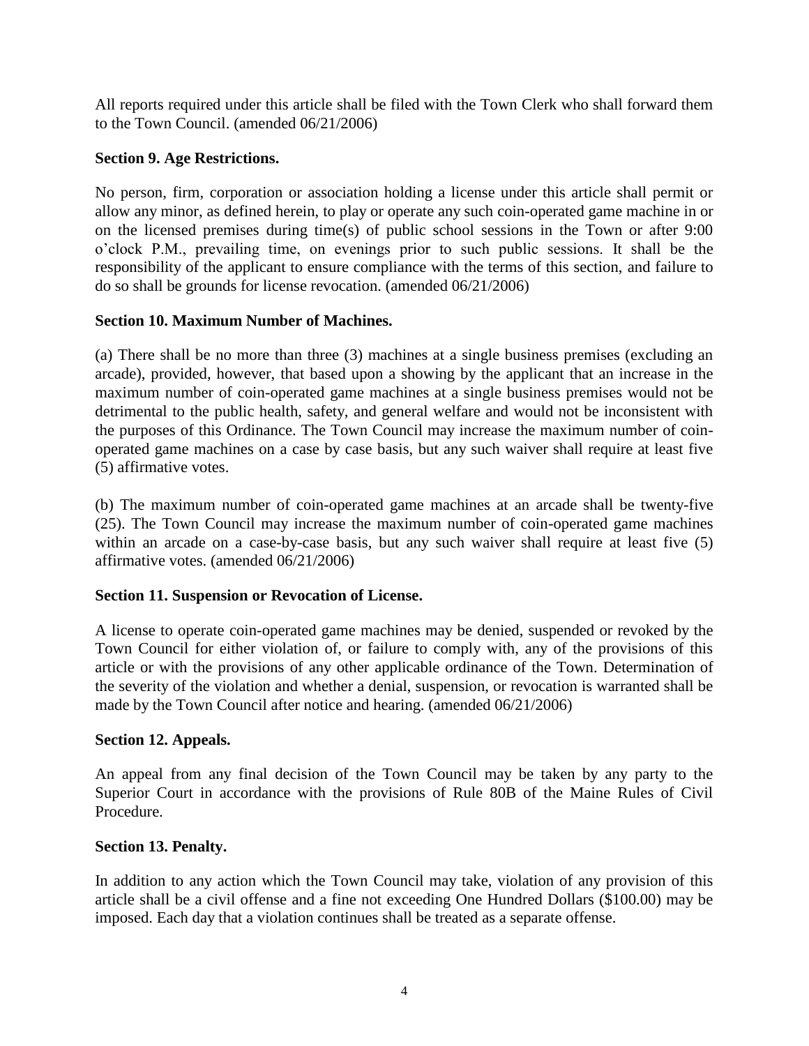All reports required under this article shall be filed with the Town Clerk who shall forward them to the Town Council. (amended 06/21/2006)

**Section 9. Age Restrictions.**

No person, firm, corporation or association holding a license under this article shall permit or allow any minor, as defined herein, to play or operate any such coin-operated game machine in or on the licensed premises during time(s) of public school sessions in the Town or after 9:00 o'clock P.M., prevailing time, on evenings prior to such public sessions. It shall be the responsibility of the applicant to ensure compliance with the terms of this section, and failure to do so shall be grounds for license revocation. (amended 06/21/2006)

**Section 10. Maximum Number of Machines.**

(a) There shall be no more than three (3) machines at a single business premises (excluding an arcade), provided, however, that based upon a showing by the applicant that an increase in the maximum number of coin-operated game machines at a single business premises would not be detrimental to the public health, safety, and general welfare and would not be inconsistent with the purposes of this Ordinance. The Town Council may increase the maximum number of coin-operated game machines on a case by case basis, but any such waiver shall require at least five (5) affirmative votes.

(b) The maximum number of coin-operated game machines at an arcade shall be twenty-five (25). The Town Council may increase the maximum number of coin-operated game machines within an arcade on a case-by-case basis, but any such waiver shall require at least five (5) affirmative votes. (amended 06/21/2006)

**Section 11. Suspension or Revocation of License.**

A license to operate coin-operated game machines may be denied, suspended or revoked by the Town Council for either violation of, or failure to comply with, any of the provisions of this article or with the provisions of any other applicable ordinance of the Town. Determination of the severity of the violation and whether a denial, suspension, or revocation is warranted shall be made by the Town Council after notice and hearing. (amended 06/21/2006)

**Section 12. Appeals.**

An appeal from any final decision of the Town Council may be taken by any party to the Superior Court in accordance with the provisions of Rule 80B of the Maine Rules of Civil Procedure.

**Section 13. Penalty.**

In addition to any action which the Town Council may take, violation of any provision of this article shall be a civil offense and a fine not exceeding One Hundred Dollars ($100.00) may be imposed. Each day that a violation continues shall be treated as a separate offense.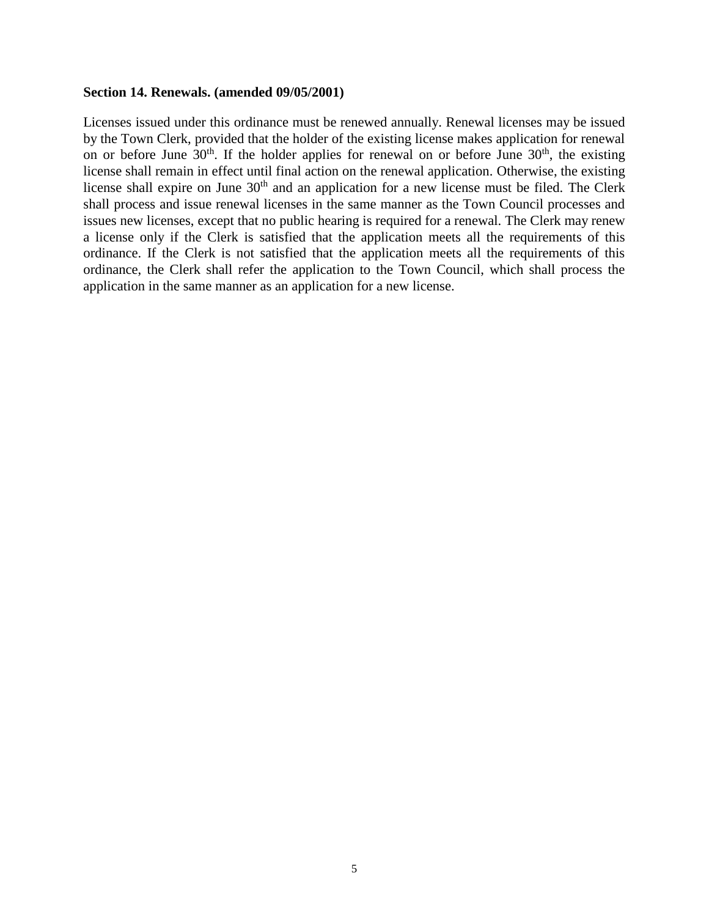**Section 14. Renewals. (amended 09/05/2001)**

Licenses issued under this ordinance must be renewed annually. Renewal licenses may be issued by the Town Clerk, provided that the holder of the existing license makes application for renewal on or before June 30th. If the holder applies for renewal on or before June 30th, the existing license shall remain in effect until final action on the renewal application. Otherwise, the existing license shall expire on June 30th and an application for a new license must be filed. The Clerk shall process and issue renewal licenses in the same manner as the Town Council processes and issues new licenses, except that no public hearing is required for a renewal. The Clerk may renew a license only if the Clerk is satisfied that the application meets all the requirements of this ordinance. If the Clerk is not satisfied that the application meets all the requirements of this ordinance, the Clerk shall refer the application to the Town Council, which shall process the application in the same manner as an application for a new license.